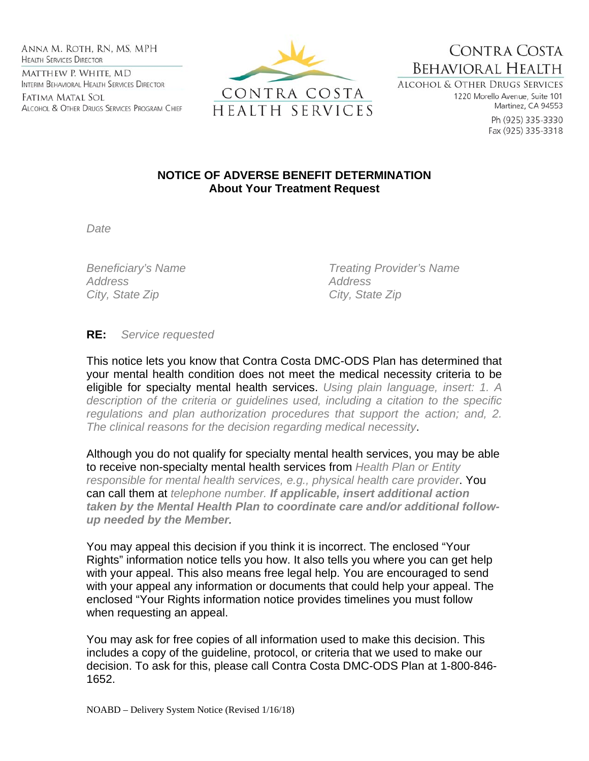ANNA M. ROTH, RN, MS, MPH
HEALTH SERVICES DIRECTOR
MATTHEW P. WHITE, MD
INTERIM BEHAVIORAL HEALTH SERVICES DIRECTOR
FATIMA MATAL SOL
ALCOHOL & OTHER DRUGS SERVICES PROGRAM CHIEF

CONTRA COSTA
HEALTH SERVICES

CONTRA COSTA
BEHAVIORAL HEALTH
ALCOHOL & OTHER DRUGS SERVICES
1220 Morello Avenue, Suite 101
Martinez, CA 94553
Ph (925) 335-3330
Fax (925) 335-3318

**NOTICE OF ADVERSE BENEFIT DETERMINATION**
**About Your Treatment Request**

*Date*

*Beneficiary's Name*
*Address*
*City, State Zip*

*Treating Provider's Name*
*Address*
*City, State Zip*

**RE:** *Service requested*

This notice lets you know that Contra Costa DMC-ODS Plan has determined that your mental health condition does not meet the medical necessity criteria to be eligible for specialty mental health services. *Using plain language, insert: 1. A description of the criteria or guidelines used, including a citation to the specific regulations and plan authorization procedures that support the action; and, 2. The clinical reasons for the decision regarding medical necessity*.

Although you do not qualify for specialty mental health services, you may be able to receive non-specialty mental health services from *Health Plan or Entity responsible for mental health services, e.g., physical health care provider*. You can call them at *telephone number.* ***If applicable, insert additional action taken by the Mental Health Plan to coordinate care and/or additional follow-up needed by the Member.***

You may appeal this decision if you think it is incorrect. The enclosed "Your Rights" information notice tells you how. It also tells you where you can get help with your appeal. This also means free legal help. You are encouraged to send with your appeal any information or documents that could help your appeal. The enclosed "Your Rights information notice provides timelines you must follow when requesting an appeal.

You may ask for free copies of all information used to make this decision. This includes a copy of the guideline, protocol, or criteria that we used to make our decision. To ask for this, please call Contra Costa DMC-ODS Plan at 1-800-846-1652.

NOABD – Delivery System Notice (Revised 1/16/18)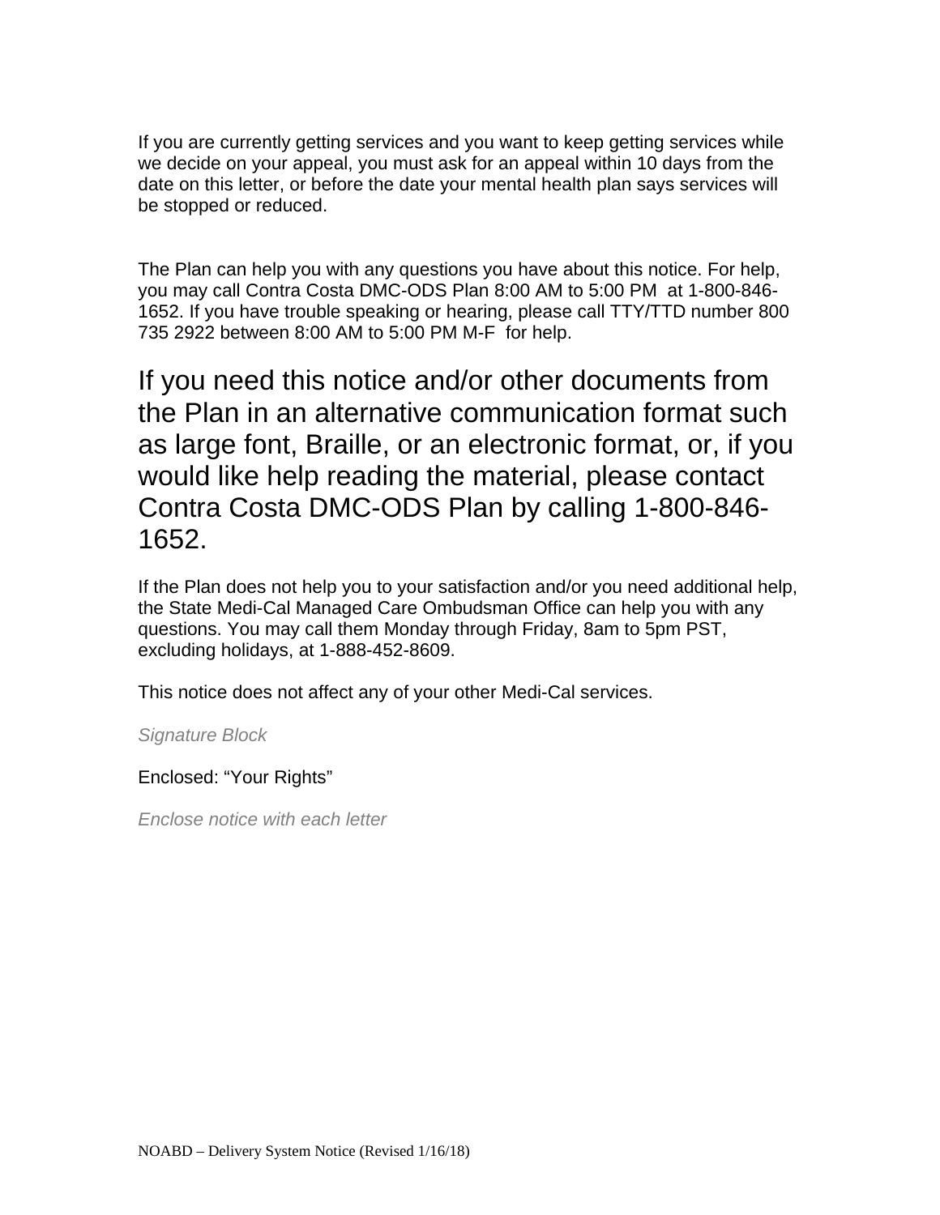If you are currently getting services and you want to keep getting services while we decide on your appeal, you must ask for an appeal within 10 days from the date on this letter, or before the date your mental health plan says services will be stopped or reduced.

The Plan can help you with any questions you have about this notice. For help, you may call Contra Costa DMC-ODS Plan 8:00 AM to 5:00 PM at 1-800-846-1652. If you have trouble speaking or hearing, please call TTY/TTD number 800 735 2922 between 8:00 AM to 5:00 PM M-F for help.

## If you need this notice and/or other documents from the Plan in an alternative communication format such as large font, Braille, or an electronic format, or, if you would like help reading the material, please contact Contra Costa DMC-ODS Plan by calling 1-800-846-1652.

If the Plan does not help you to your satisfaction and/or you need additional help, the State Medi-Cal Managed Care Ombudsman Office can help you with any questions. You may call them Monday through Friday, 8am to 5pm PST, excluding holidays, at 1-888-452-8609.

This notice does not affect any of your other Medi-Cal services.

*Signature Block*

Enclosed: "Your Rights"

*Enclose notice with each letter*